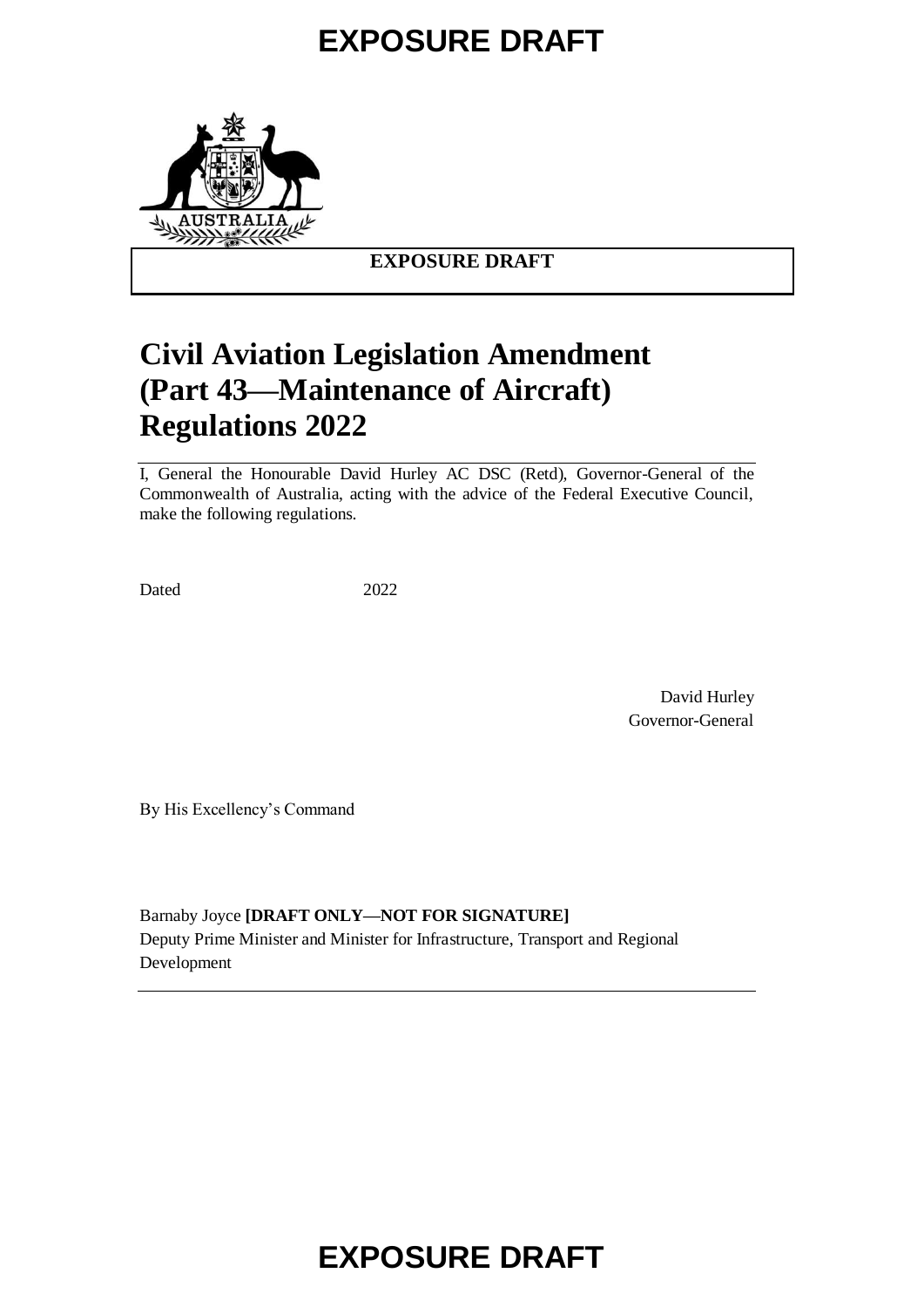# EXPOSURE DRAFT

**EXPOSURE DRAFT**

# Civil Aviation Legislation Amendment (Part 43—Maintenance of Aircraft) Regulations 2022

I, General the Honourable David Hurley AC DSC (Retd), Governor-General of the Commonwealth of Australia, acting with the advice of the Federal Executive Council, make the following regulations.

Dated 2022

David Hurley
Governor-General

By His Excellency's Command

Barnaby Joyce **[DRAFT ONLY—NOT FOR SIGNATURE]**
Deputy Prime Minister and Minister for Infrastructure, Transport and Regional Development

# EXPOSURE DRAFT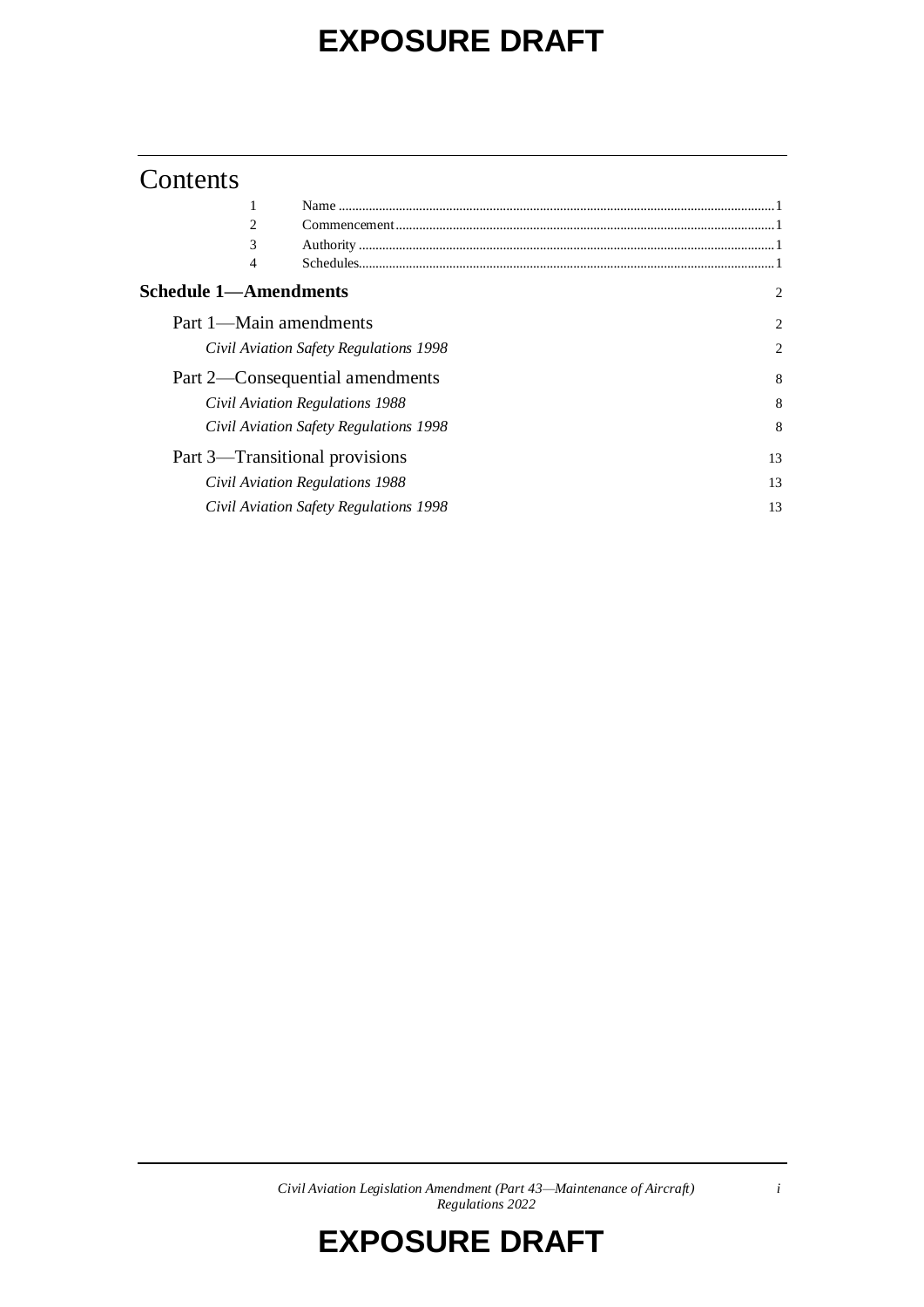# Contents

| | | |
|---|---|---|
| 1 | Name | 1 |
| 2 | Commencement | 1 |
| 3 | Authority | 1 |
| 4 | Schedules | 1 |

**Schedule 1—Amendments** 2

Part 1—Main amendments 2

*Civil Aviation Safety Regulations 1998* 2

Part 2—Consequential amendments 8

*Civil Aviation Regulations 1988* 8

*Civil Aviation Safety Regulations 1998* 8

Part 3—Transitional provisions 13

*Civil Aviation Regulations 1988* 13

*Civil Aviation Safety Regulations 1998* 13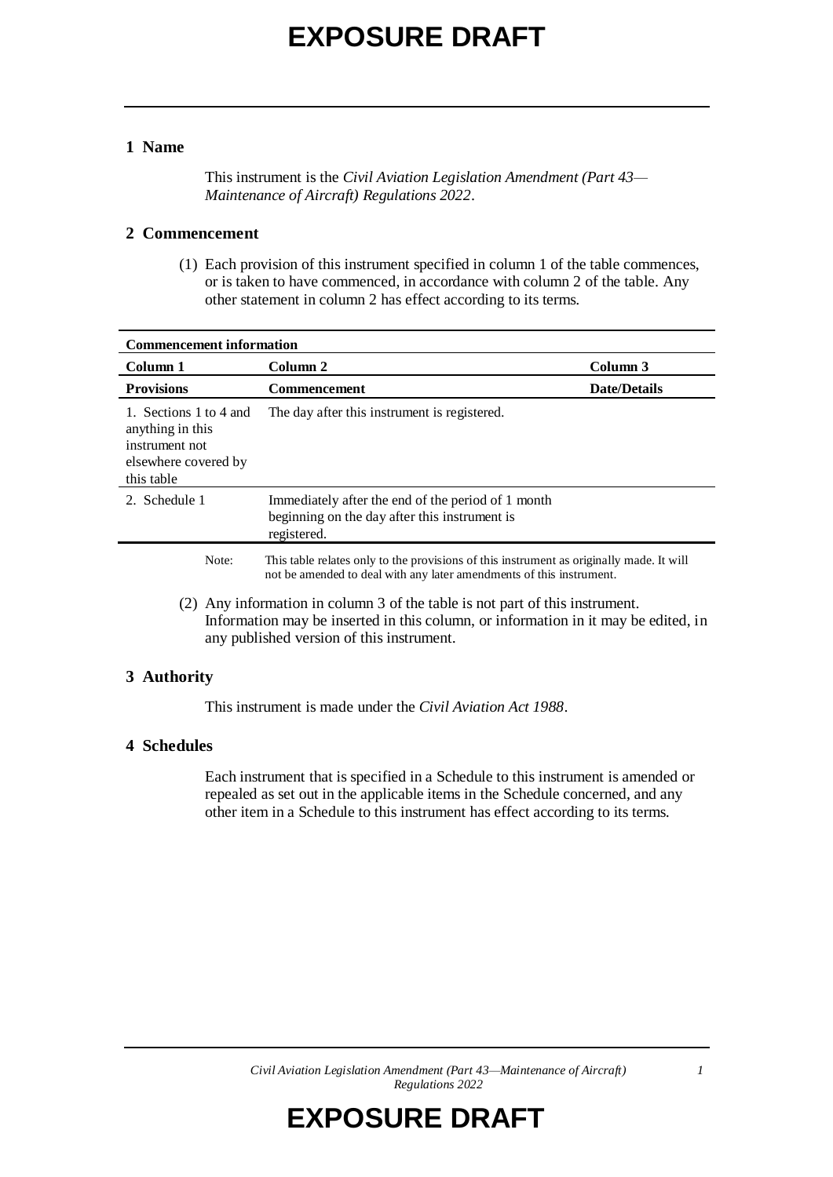## 1 Name

This instrument is the *Civil Aviation Legislation Amendment (Part 43—Maintenance of Aircraft) Regulations 2022*.

## 2 Commencement

(1) Each provision of this instrument specified in column 1 of the table commences, or is taken to have commenced, in accordance with column 2 of the table. Any other statement in column 2 has effect according to its terms.

| **Commencement information** | | |
|---|---|---|
| **Column 1** | **Column 2** | **Column 3** |
| **Provisions** | **Commencement** | **Date/Details** |
| 1. Sections 1 to 4 and anything in this instrument not elsewhere covered by this table | The day after this instrument is registered. | |
| 2. Schedule 1 | Immediately after the end of the period of 1 month beginning on the day after this instrument is registered. | |

Note: This table relates only to the provisions of this instrument as originally made. It will not be amended to deal with any later amendments of this instrument.

(2) Any information in column 3 of the table is not part of this instrument. Information may be inserted in this column, or information in it may be edited, in any published version of this instrument.

## 3 Authority

This instrument is made under the *Civil Aviation Act 1988*.

## 4 Schedules

Each instrument that is specified in a Schedule to this instrument is amended or repealed as set out in the applicable items in the Schedule concerned, and any other item in a Schedule to this instrument has effect according to its terms.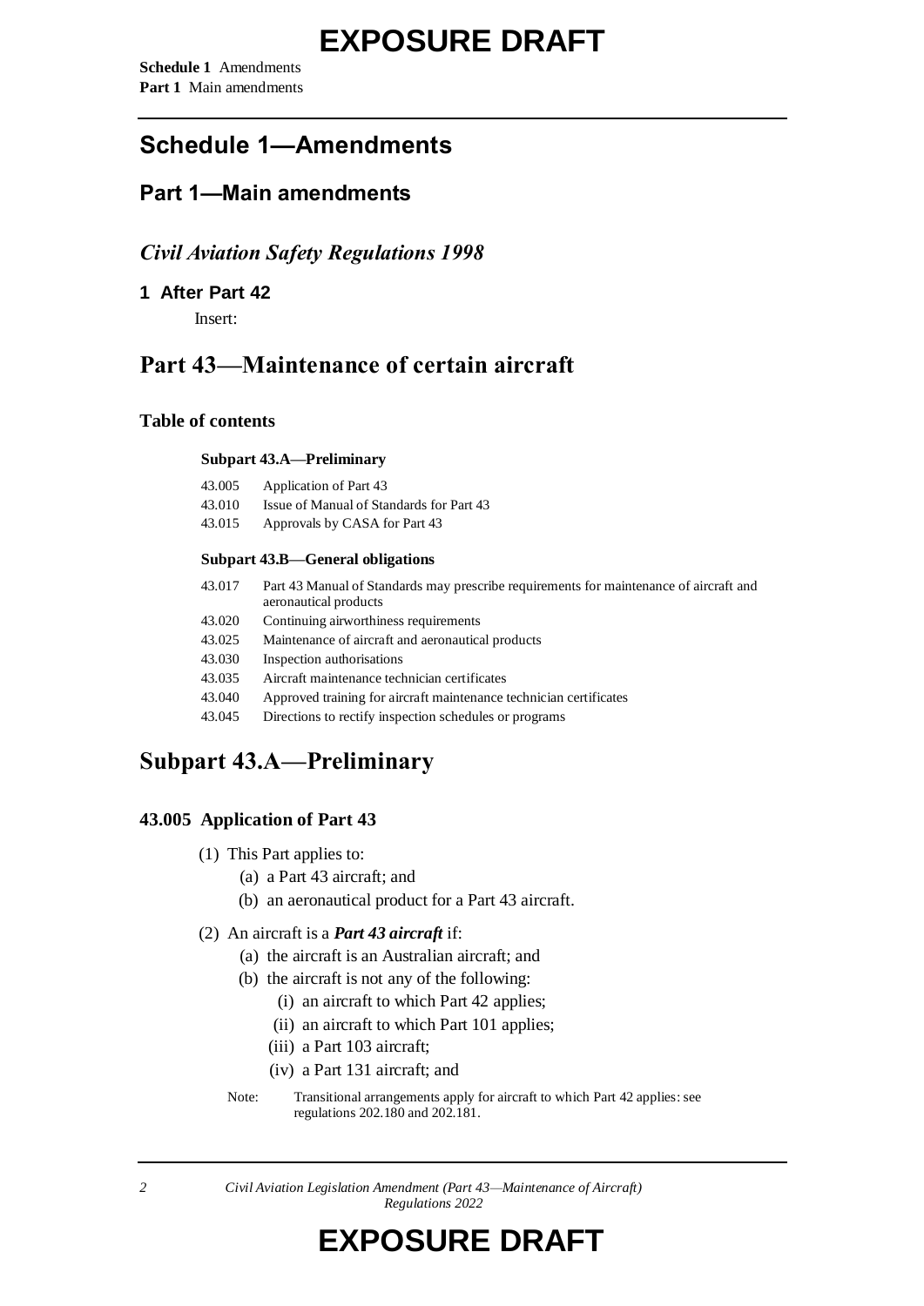# Schedule 1—Amendments

## Part 1—Main amendments

### *Civil Aviation Safety Regulations 1998*

#### 1 After Part 42

Insert:

# Part 43—Maintenance of certain aircraft

**Table of contents**

**Subpart 43.A—Preliminary**

| | |
|---|---|
| 43.005 | Application of Part 43 |
| 43.010 | Issue of Manual of Standards for Part 43 |
| 43.015 | Approvals by CASA for Part 43 |

**Subpart 43.B—General obligations**

| | |
|---|---|
| 43.017 | Part 43 Manual of Standards may prescribe requirements for maintenance of aircraft and aeronautical products |
| 43.020 | Continuing airworthiness requirements |
| 43.025 | Maintenance of aircraft and aeronautical products |
| 43.030 | Inspection authorisations |
| 43.035 | Aircraft maintenance technician certificates |
| 43.040 | Approved training for aircraft maintenance technician certificates |
| 43.045 | Directions to rectify inspection schedules or programs |

# Subpart 43.A—Preliminary

### 43.005 Application of Part 43

(1) This Part applies to:

- (a) a Part 43 aircraft; and
- (b) an aeronautical product for a Part 43 aircraft.

(2) An aircraft is a ***Part 43 aircraft*** if:

- (a) the aircraft is an Australian aircraft; and
- (b) the aircraft is not any of the following:
  - (i) an aircraft to which Part 42 applies;
  - (ii) an aircraft to which Part 101 applies;
  - (iii) a Part 103 aircraft;
  - (iv) a Part 131 aircraft; and

Note: Transitional arrangements apply for aircraft to which Part 42 applies: see regulations 202.180 and 202.181.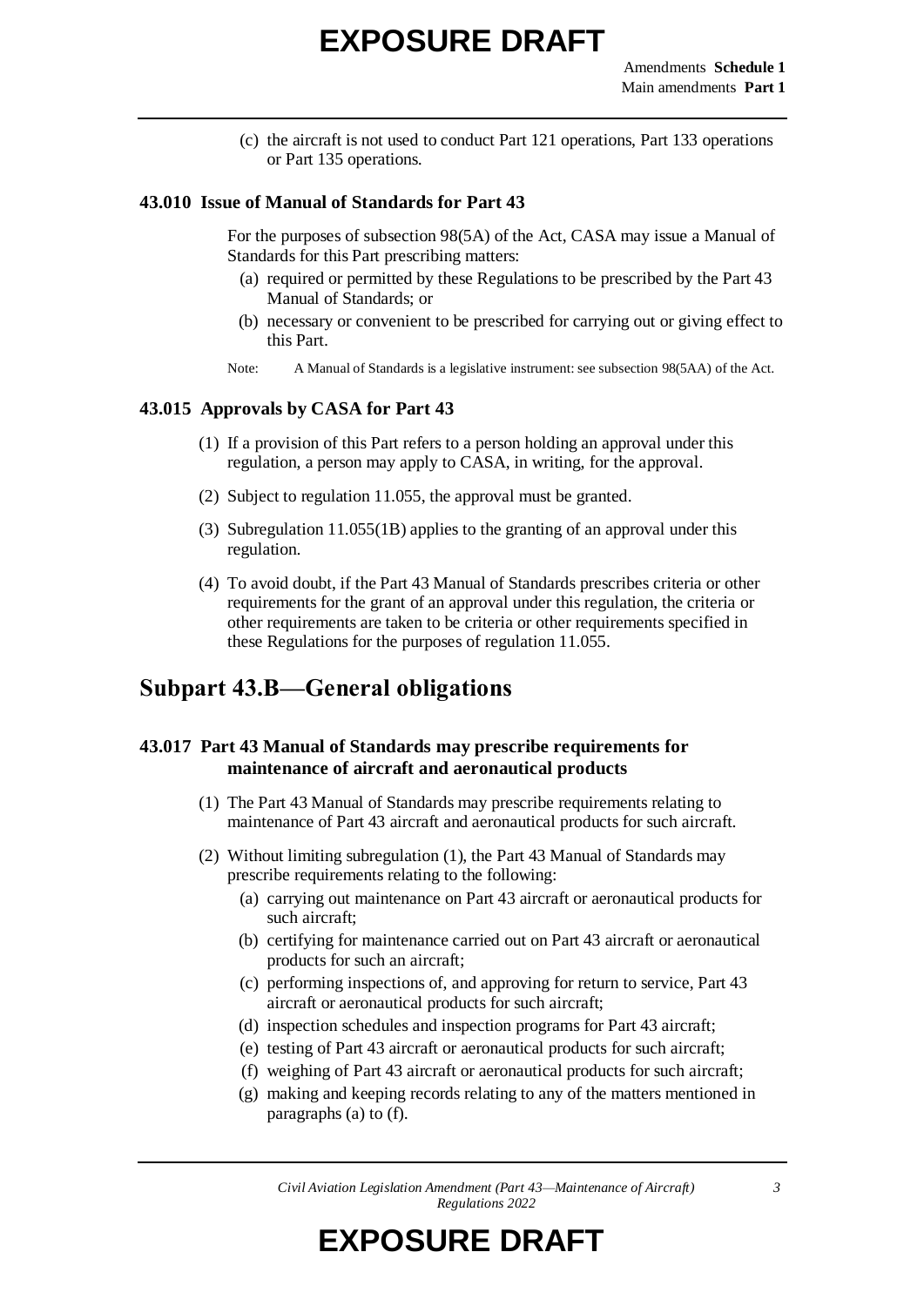(c) the aircraft is not used to conduct Part 121 operations, Part 133 operations or Part 135 operations.

### 43.010 Issue of Manual of Standards for Part 43

For the purposes of subsection 98(5A) of the Act, CASA may issue a Manual of Standards for this Part prescribing matters:

(a) required or permitted by these Regulations to be prescribed by the Part 43 Manual of Standards; or

(b) necessary or convenient to be prescribed for carrying out or giving effect to this Part.

Note: A Manual of Standards is a legislative instrument: see subsection 98(5AA) of the Act.

### 43.015 Approvals by CASA for Part 43

(1) If a provision of this Part refers to a person holding an approval under this regulation, a person may apply to CASA, in writing, for the approval.

(2) Subject to regulation 11.055, the approval must be granted.

(3) Subregulation 11.055(1B) applies to the granting of an approval under this regulation.

(4) To avoid doubt, if the Part 43 Manual of Standards prescribes criteria or other requirements for the grant of an approval under this regulation, the criteria or other requirements are taken to be criteria or other requirements specified in these Regulations for the purposes of regulation 11.055.

## Subpart 43.B—General obligations

### 43.017 Part 43 Manual of Standards may prescribe requirements for maintenance of aircraft and aeronautical products

(1) The Part 43 Manual of Standards may prescribe requirements relating to maintenance of Part 43 aircraft and aeronautical products for such aircraft.

(2) Without limiting subregulation (1), the Part 43 Manual of Standards may prescribe requirements relating to the following:

(a) carrying out maintenance on Part 43 aircraft or aeronautical products for such aircraft;

(b) certifying for maintenance carried out on Part 43 aircraft or aeronautical products for such an aircraft;

(c) performing inspections of, and approving for return to service, Part 43 aircraft or aeronautical products for such aircraft;

(d) inspection schedules and inspection programs for Part 43 aircraft;

(e) testing of Part 43 aircraft or aeronautical products for such aircraft;

(f) weighing of Part 43 aircraft or aeronautical products for such aircraft;

(g) making and keeping records relating to any of the matters mentioned in paragraphs (a) to (f).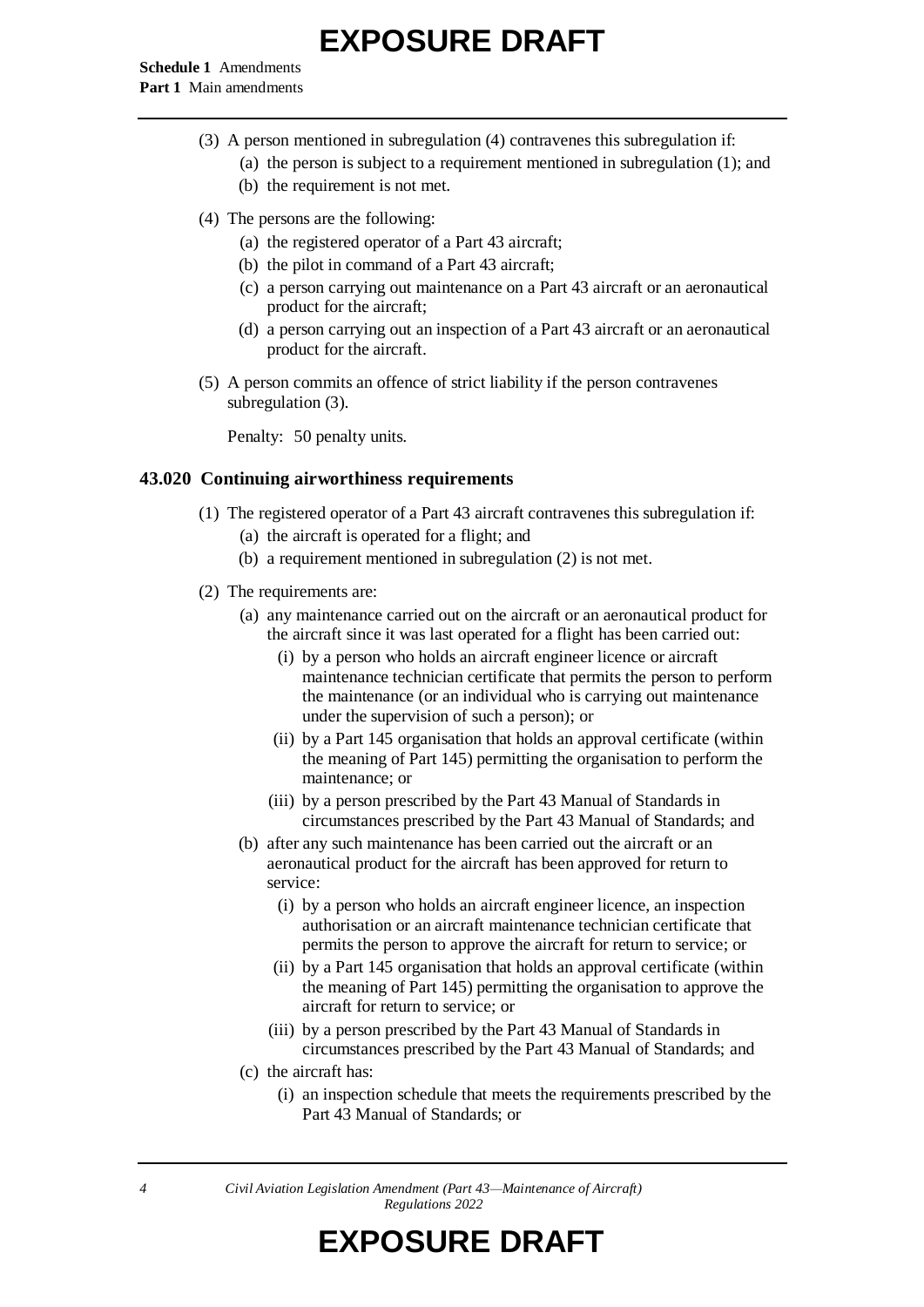(3) A person mentioned in subregulation (4) contravenes this subregulation if:

(a) the person is subject to a requirement mentioned in subregulation (1); and

(b) the requirement is not met.

(4) The persons are the following:

(a) the registered operator of a Part 43 aircraft;

(b) the pilot in command of a Part 43 aircraft;

(c) a person carrying out maintenance on a Part 43 aircraft or an aeronautical product for the aircraft;

(d) a person carrying out an inspection of a Part 43 aircraft or an aeronautical product for the aircraft.

(5) A person commits an offence of strict liability if the person contravenes subregulation (3).

Penalty: 50 penalty units.

### 43.020 Continuing airworthiness requirements

(1) The registered operator of a Part 43 aircraft contravenes this subregulation if:

(a) the aircraft is operated for a flight; and

(b) a requirement mentioned in subregulation (2) is not met.

(2) The requirements are:

(a) any maintenance carried out on the aircraft or an aeronautical product for the aircraft since it was last operated for a flight has been carried out:

(i) by a person who holds an aircraft engineer licence or aircraft maintenance technician certificate that permits the person to perform the maintenance (or an individual who is carrying out maintenance under the supervision of such a person); or

(ii) by a Part 145 organisation that holds an approval certificate (within the meaning of Part 145) permitting the organisation to perform the maintenance; or

(iii) by a person prescribed by the Part 43 Manual of Standards in circumstances prescribed by the Part 43 Manual of Standards; and

(b) after any such maintenance has been carried out the aircraft or an aeronautical product for the aircraft has been approved for return to service:

(i) by a person who holds an aircraft engineer licence, an inspection authorisation or an aircraft maintenance technician certificate that permits the person to approve the aircraft for return to service; or

(ii) by a Part 145 organisation that holds an approval certificate (within the meaning of Part 145) permitting the organisation to approve the aircraft for return to service; or

(iii) by a person prescribed by the Part 43 Manual of Standards in circumstances prescribed by the Part 43 Manual of Standards; and

(c) the aircraft has:

(i) an inspection schedule that meets the requirements prescribed by the Part 43 Manual of Standards; or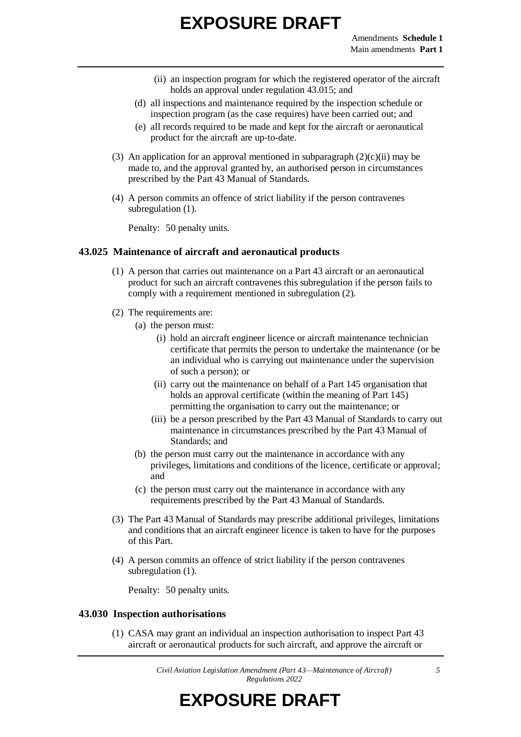(ii) an inspection program for which the registered operator of the aircraft holds an approval under regulation 43.015; and

(d) all inspections and maintenance required by the inspection schedule or inspection program (as the case requires) have been carried out; and

(e) all records required to be made and kept for the aircraft or aeronautical product for the aircraft are up-to-date.

(3) An application for an approval mentioned in subparagraph (2)(c)(ii) may be made to, and the approval granted by, an authorised person in circumstances prescribed by the Part 43 Manual of Standards.

(4) A person commits an offence of strict liability if the person contravenes subregulation (1).

Penalty: 50 penalty units.

### 43.025 Maintenance of aircraft and aeronautical products

(1) A person that carries out maintenance on a Part 43 aircraft or an aeronautical product for such an aircraft contravenes this subregulation if the person fails to comply with a requirement mentioned in subregulation (2).

(2) The requirements are:

(a) the person must:

(i) hold an aircraft engineer licence or aircraft maintenance technician certificate that permits the person to undertake the maintenance (or be an individual who is carrying out maintenance under the supervision of such a person); or

(ii) carry out the maintenance on behalf of a Part 145 organisation that holds an approval certificate (within the meaning of Part 145) permitting the organisation to carry out the maintenance; or

(iii) be a person prescribed by the Part 43 Manual of Standards to carry out maintenance in circumstances prescribed by the Part 43 Manual of Standards; and

(b) the person must carry out the maintenance in accordance with any privileges, limitations and conditions of the licence, certificate or approval; and

(c) the person must carry out the maintenance in accordance with any requirements prescribed by the Part 43 Manual of Standards.

(3) The Part 43 Manual of Standards may prescribe additional privileges, limitations and conditions that an aircraft engineer licence is taken to have for the purposes of this Part.

(4) A person commits an offence of strict liability if the person contravenes subregulation (1).

Penalty: 50 penalty units.

### 43.030 Inspection authorisations

(1) CASA may grant an individual an inspection authorisation to inspect Part 43 aircraft or aeronautical products for such aircraft, and approve the aircraft or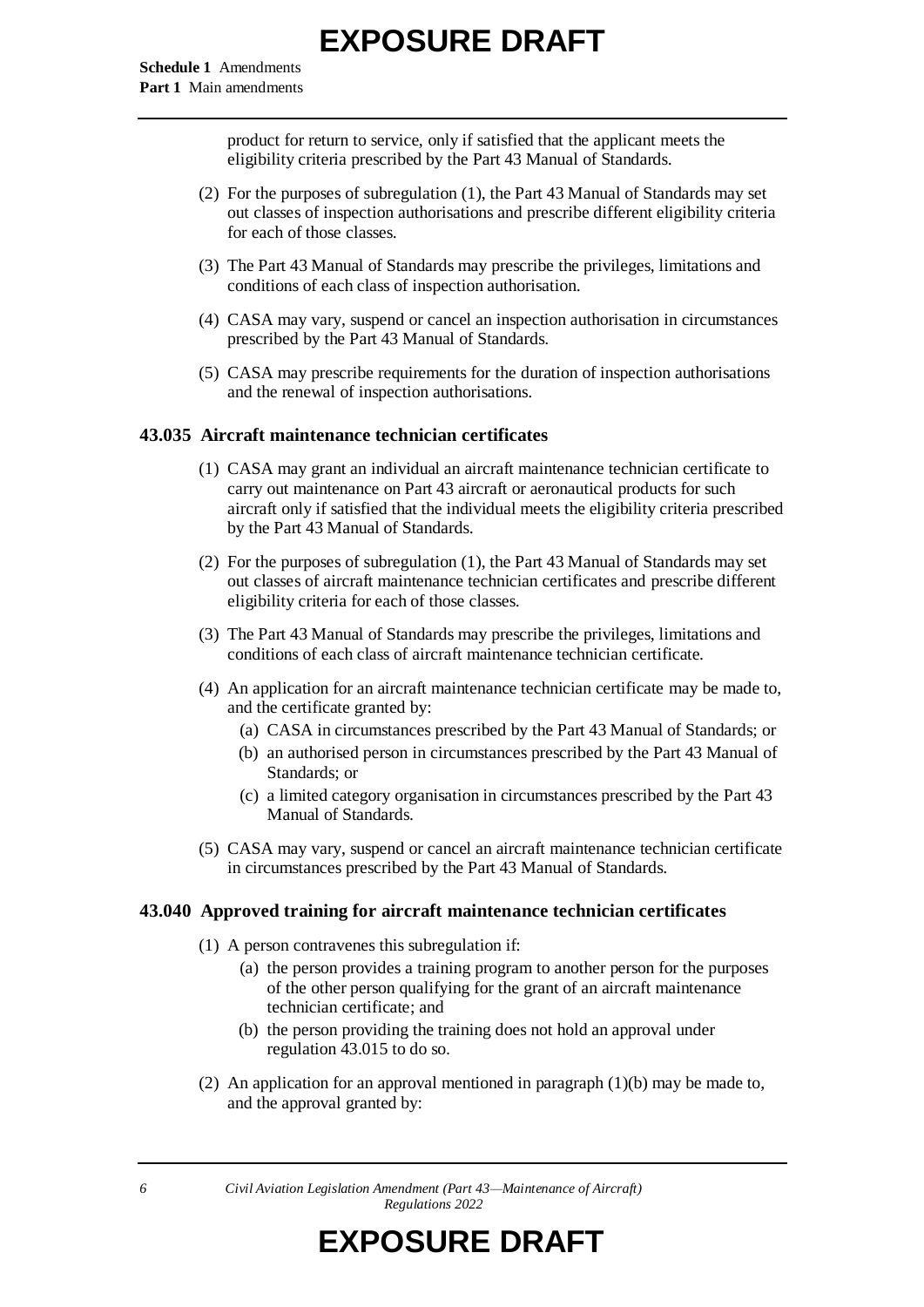product for return to service, only if satisfied that the applicant meets the eligibility criteria prescribed by the Part 43 Manual of Standards.

(2) For the purposes of subregulation (1), the Part 43 Manual of Standards may set out classes of inspection authorisations and prescribe different eligibility criteria for each of those classes.

(3) The Part 43 Manual of Standards may prescribe the privileges, limitations and conditions of each class of inspection authorisation.

(4) CASA may vary, suspend or cancel an inspection authorisation in circumstances prescribed by the Part 43 Manual of Standards.

(5) CASA may prescribe requirements for the duration of inspection authorisations and the renewal of inspection authorisations.

### 43.035 Aircraft maintenance technician certificates

(1) CASA may grant an individual an aircraft maintenance technician certificate to carry out maintenance on Part 43 aircraft or aeronautical products for such aircraft only if satisfied that the individual meets the eligibility criteria prescribed by the Part 43 Manual of Standards.

(2) For the purposes of subregulation (1), the Part 43 Manual of Standards may set out classes of aircraft maintenance technician certificates and prescribe different eligibility criteria for each of those classes.

(3) The Part 43 Manual of Standards may prescribe the privileges, limitations and conditions of each class of aircraft maintenance technician certificate.

(4) An application for an aircraft maintenance technician certificate may be made to, and the certificate granted by:

- (a) CASA in circumstances prescribed by the Part 43 Manual of Standards; or
- (b) an authorised person in circumstances prescribed by the Part 43 Manual of Standards; or
- (c) a limited category organisation in circumstances prescribed by the Part 43 Manual of Standards.

(5) CASA may vary, suspend or cancel an aircraft maintenance technician certificate in circumstances prescribed by the Part 43 Manual of Standards.

### 43.040 Approved training for aircraft maintenance technician certificates

(1) A person contravenes this subregulation if:

- (a) the person provides a training program to another person for the purposes of the other person qualifying for the grant of an aircraft maintenance technician certificate; and
- (b) the person providing the training does not hold an approval under regulation 43.015 to do so.

(2) An application for an approval mentioned in paragraph (1)(b) may be made to, and the approval granted by: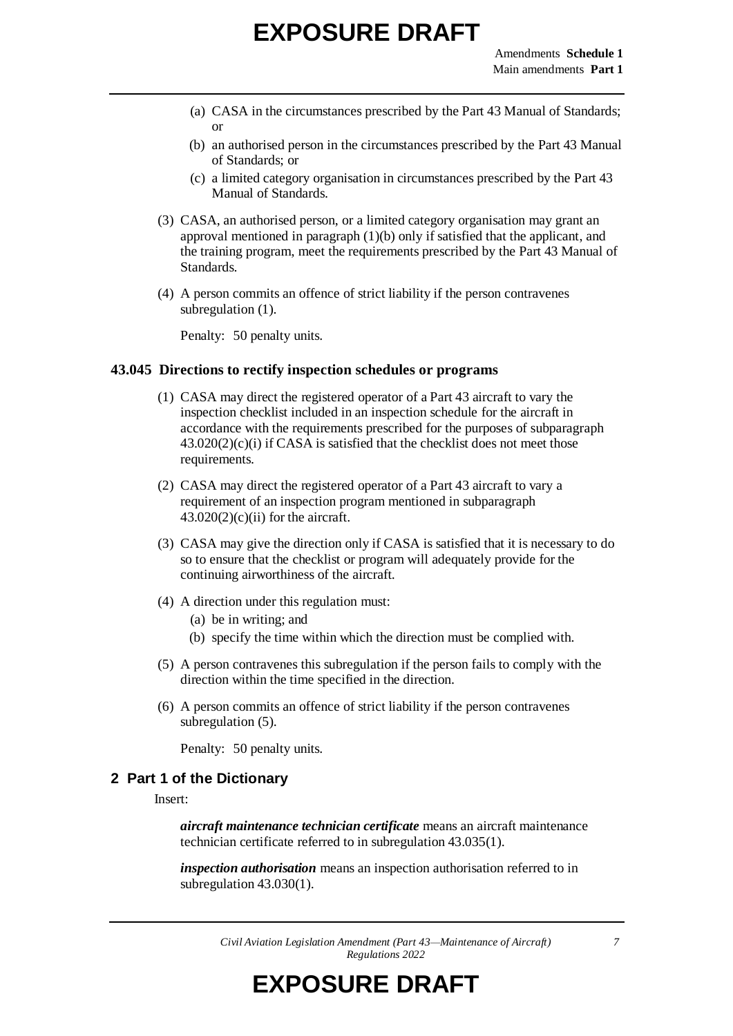(a) CASA in the circumstances prescribed by the Part 43 Manual of Standards; or

(b) an authorised person in the circumstances prescribed by the Part 43 Manual of Standards; or

(c) a limited category organisation in circumstances prescribed by the Part 43 Manual of Standards.

(3) CASA, an authorised person, or a limited category organisation may grant an approval mentioned in paragraph (1)(b) only if satisfied that the applicant, and the training program, meet the requirements prescribed by the Part 43 Manual of Standards.

(4) A person commits an offence of strict liability if the person contravenes subregulation (1).

Penalty: 50 penalty units.

### 43.045 Directions to rectify inspection schedules or programs

(1) CASA may direct the registered operator of a Part 43 aircraft to vary the inspection checklist included in an inspection schedule for the aircraft in accordance with the requirements prescribed for the purposes of subparagraph 43.020(2)(c)(i) if CASA is satisfied that the checklist does not meet those requirements.

(2) CASA may direct the registered operator of a Part 43 aircraft to vary a requirement of an inspection program mentioned in subparagraph 43.020(2)(c)(ii) for the aircraft.

(3) CASA may give the direction only if CASA is satisfied that it is necessary to do so to ensure that the checklist or program will adequately provide for the continuing airworthiness of the aircraft.

(4) A direction under this regulation must:

(a) be in writing; and

(b) specify the time within which the direction must be complied with.

(5) A person contravenes this subregulation if the person fails to comply with the direction within the time specified in the direction.

(6) A person commits an offence of strict liability if the person contravenes subregulation (5).

Penalty: 50 penalty units.

## 2 Part 1 of the Dictionary

Insert:

***aircraft maintenance technician certificate*** means an aircraft maintenance technician certificate referred to in subregulation 43.035(1).

***inspection authorisation*** means an inspection authorisation referred to in subregulation 43.030(1).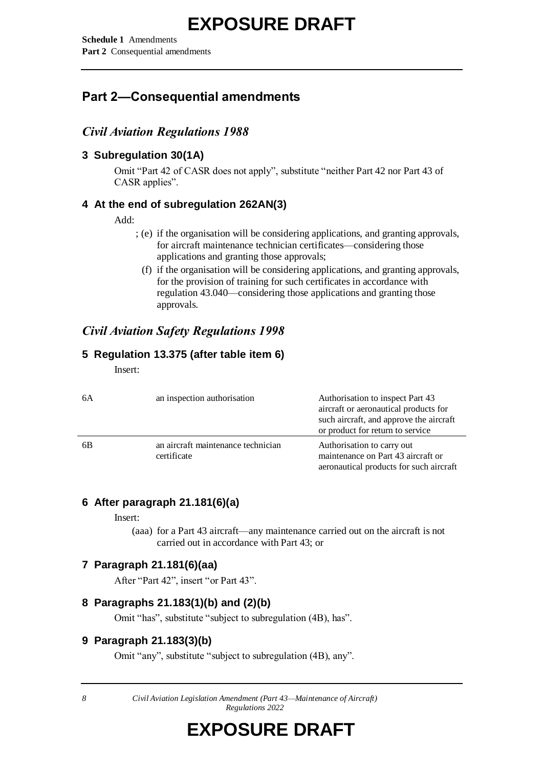## Part 2—Consequential amendments

### *Civil Aviation Regulations 1988*

#### 3 Subregulation 30(1A)

Omit "Part 42 of CASR does not apply", substitute "neither Part 42 nor Part 43 of CASR applies".

#### 4 At the end of subregulation 262AN(3)

Add:

; (e) if the organisation will be considering applications, and granting approvals, for aircraft maintenance technician certificates—considering those applications and granting those approvals;

(f) if the organisation will be considering applications, and granting approvals, for the provision of training for such certificates in accordance with regulation 43.040—considering those applications and granting those approvals.

### *Civil Aviation Safety Regulations 1998*

#### 5 Regulation 13.375 (after table item 6)

Insert:

| | | |
|---|---|---|
| 6A | an inspection authorisation | Authorisation to inspect Part 43 aircraft or aeronautical products for such aircraft, and approve the aircraft or product for return to service |
| 6B | an aircraft maintenance technician certificate | Authorisation to carry out maintenance on Part 43 aircraft or aeronautical products for such aircraft |

#### 6 After paragraph 21.181(6)(a)

Insert:

(aaa) for a Part 43 aircraft—any maintenance carried out on the aircraft is not carried out in accordance with Part 43; or

#### 7 Paragraph 21.181(6)(aa)

After "Part 42", insert "or Part 43".

#### 8 Paragraphs 21.183(1)(b) and (2)(b)

Omit "has", substitute "subject to subregulation (4B), has".

#### 9 Paragraph 21.183(3)(b)

Omit "any", substitute "subject to subregulation (4B), any".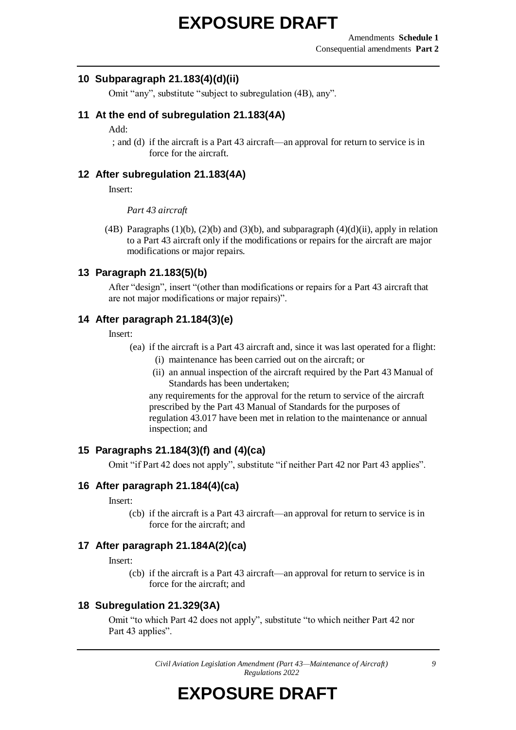### 10 Subparagraph 21.183(4)(d)(ii)

Omit "any", substitute "subject to subregulation (4B), any".

### 11 At the end of subregulation 21.183(4A)

Add:

; and (d) if the aircraft is a Part 43 aircraft—an approval for return to service is in force for the aircraft.

### 12 After subregulation 21.183(4A)

Insert:

*Part 43 aircraft*

(4B) Paragraphs (1)(b), (2)(b) and (3)(b), and subparagraph (4)(d)(ii), apply in relation to a Part 43 aircraft only if the modifications or repairs for the aircraft are major modifications or major repairs.

### 13 Paragraph 21.183(5)(b)

After "design", insert "(other than modifications or repairs for a Part 43 aircraft that are not major modifications or major repairs)".

### 14 After paragraph 21.184(3)(e)

Insert:

(ea) if the aircraft is a Part 43 aircraft and, since it was last operated for a flight:

(i) maintenance has been carried out on the aircraft; or

(ii) an annual inspection of the aircraft required by the Part 43 Manual of Standards has been undertaken;

any requirements for the approval for the return to service of the aircraft prescribed by the Part 43 Manual of Standards for the purposes of regulation 43.017 have been met in relation to the maintenance or annual inspection; and

### 15 Paragraphs 21.184(3)(f) and (4)(ca)

Omit "if Part 42 does not apply", substitute "if neither Part 42 nor Part 43 applies".

### 16 After paragraph 21.184(4)(ca)

Insert:

(cb) if the aircraft is a Part 43 aircraft—an approval for return to service is in force for the aircraft; and

### 17 After paragraph 21.184A(2)(ca)

Insert:

(cb) if the aircraft is a Part 43 aircraft—an approval for return to service is in force for the aircraft; and

### 18 Subregulation 21.329(3A)

Omit "to which Part 42 does not apply", substitute "to which neither Part 42 nor Part 43 applies".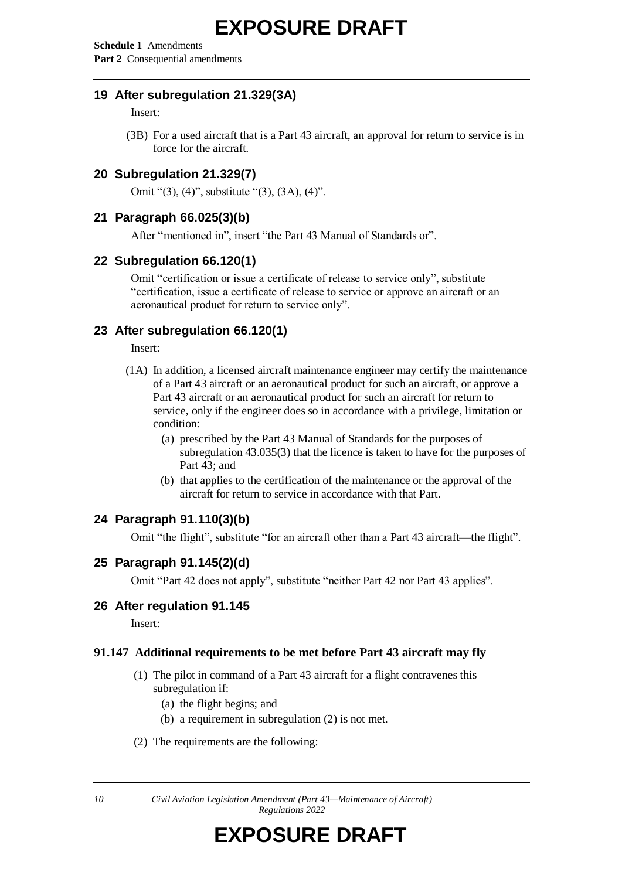## 19 After subregulation 21.329(3A)

Insert:

(3B) For a used aircraft that is a Part 43 aircraft, an approval for return to service is in force for the aircraft.

## 20 Subregulation 21.329(7)

Omit "(3), (4)", substitute "(3), (3A), (4)".

## 21 Paragraph 66.025(3)(b)

After "mentioned in", insert "the Part 43 Manual of Standards or".

## 22 Subregulation 66.120(1)

Omit "certification or issue a certificate of release to service only", substitute "certification, issue a certificate of release to service or approve an aircraft or an aeronautical product for return to service only".

## 23 After subregulation 66.120(1)

Insert:

(1A) In addition, a licensed aircraft maintenance engineer may certify the maintenance of a Part 43 aircraft or an aeronautical product for such an aircraft, or approve a Part 43 aircraft or an aeronautical product for such an aircraft for return to service, only if the engineer does so in accordance with a privilege, limitation or condition:

(a) prescribed by the Part 43 Manual of Standards for the purposes of subregulation 43.035(3) that the licence is taken to have for the purposes of Part 43; and

(b) that applies to the certification of the maintenance or the approval of the aircraft for return to service in accordance with that Part.

## 24 Paragraph 91.110(3)(b)

Omit "the flight", substitute "for an aircraft other than a Part 43 aircraft—the flight".

## 25 Paragraph 91.145(2)(d)

Omit "Part 42 does not apply", substitute "neither Part 42 nor Part 43 applies".

## 26 After regulation 91.145

Insert:

### 91.147 Additional requirements to be met before Part 43 aircraft may fly

(1) The pilot in command of a Part 43 aircraft for a flight contravenes this subregulation if:

(a) the flight begins; and

(b) a requirement in subregulation (2) is not met.

(2) The requirements are the following: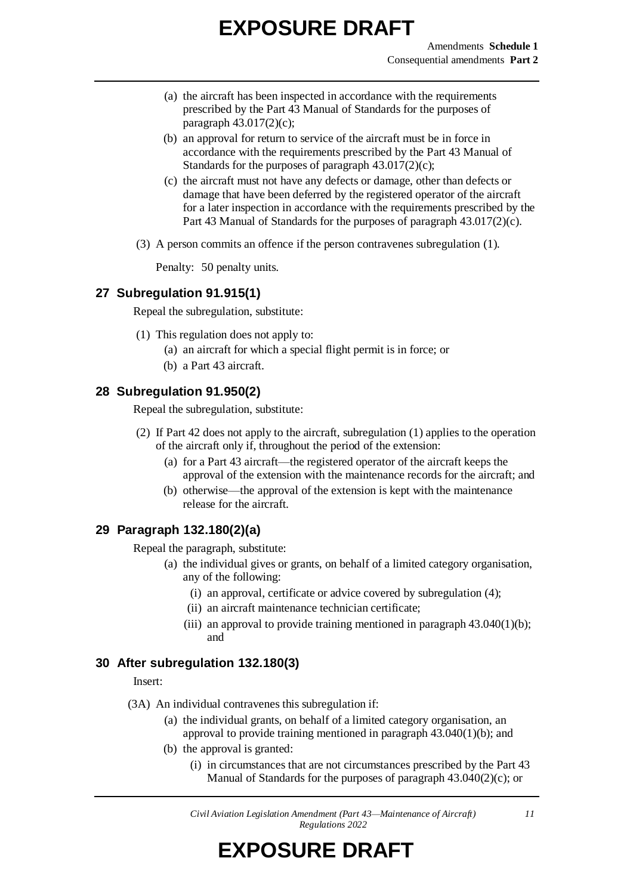(a) the aircraft has been inspected in accordance with the requirements prescribed by the Part 43 Manual of Standards for the purposes of paragraph 43.017(2)(c);

(b) an approval for return to service of the aircraft must be in force in accordance with the requirements prescribed by the Part 43 Manual of Standards for the purposes of paragraph 43.017(2)(c);

(c) the aircraft must not have any defects or damage, other than defects or damage that have been deferred by the registered operator of the aircraft for a later inspection in accordance with the requirements prescribed by the Part 43 Manual of Standards for the purposes of paragraph 43.017(2)(c).

(3) A person commits an offence if the person contravenes subregulation (1).

Penalty: 50 penalty units.

## 27 Subregulation 91.915(1)

Repeal the subregulation, substitute:

(1) This regulation does not apply to:

(a) an aircraft for which a special flight permit is in force; or

(b) a Part 43 aircraft.

## 28 Subregulation 91.950(2)

Repeal the subregulation, substitute:

(2) If Part 42 does not apply to the aircraft, subregulation (1) applies to the operation of the aircraft only if, throughout the period of the extension:

(a) for a Part 43 aircraft—the registered operator of the aircraft keeps the approval of the extension with the maintenance records for the aircraft; and

(b) otherwise—the approval of the extension is kept with the maintenance release for the aircraft.

## 29 Paragraph 132.180(2)(a)

Repeal the paragraph, substitute:

(a) the individual gives or grants, on behalf of a limited category organisation, any of the following:

(i) an approval, certificate or advice covered by subregulation (4);

(ii) an aircraft maintenance technician certificate;

(iii) an approval to provide training mentioned in paragraph 43.040(1)(b); and

## 30 After subregulation 132.180(3)

Insert:

(3A) An individual contravenes this subregulation if:

(a) the individual grants, on behalf of a limited category organisation, an approval to provide training mentioned in paragraph 43.040(1)(b); and

(b) the approval is granted:

(i) in circumstances that are not circumstances prescribed by the Part 43 Manual of Standards for the purposes of paragraph 43.040(2)(c); or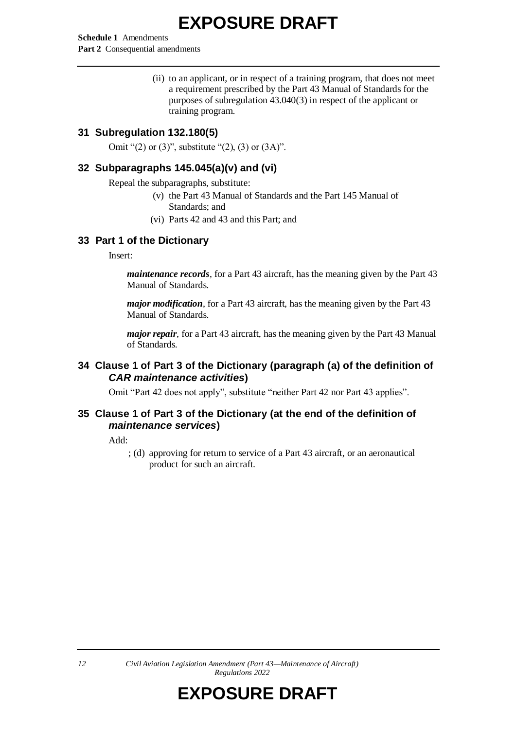(ii) to an applicant, or in respect of a training program, that does not meet a requirement prescribed by the Part 43 Manual of Standards for the purposes of subregulation 43.040(3) in respect of the applicant or training program.

### 31 Subregulation 132.180(5)

Omit "(2) or (3)", substitute "(2), (3) or (3A)".

### 32 Subparagraphs 145.045(a)(v) and (vi)

Repeal the subparagraphs, substitute:

(v) the Part 43 Manual of Standards and the Part 145 Manual of Standards; and

(vi) Parts 42 and 43 and this Part; and

### 33 Part 1 of the Dictionary

Insert:

***maintenance records***, for a Part 43 aircraft, has the meaning given by the Part 43 Manual of Standards.

***major modification***, for a Part 43 aircraft, has the meaning given by the Part 43 Manual of Standards.

***major repair***, for a Part 43 aircraft, has the meaning given by the Part 43 Manual of Standards.

### 34 Clause 1 of Part 3 of the Dictionary (paragraph (a) of the definition of *CAR maintenance activities*)

Omit "Part 42 does not apply", substitute "neither Part 42 nor Part 43 applies".

### 35 Clause 1 of Part 3 of the Dictionary (at the end of the definition of *maintenance services*)

Add:

; (d) approving for return to service of a Part 43 aircraft, or an aeronautical product for such an aircraft.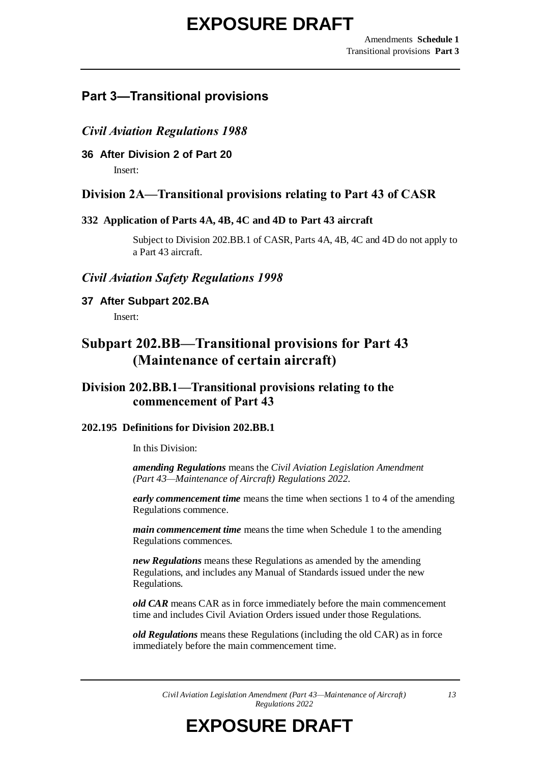## Part 3—Transitional provisions

### *Civil Aviation Regulations 1988*

#### 36 After Division 2 of Part 20

Insert:

### Division 2A—Transitional provisions relating to Part 43 of CASR

#### 332 Application of Parts 4A, 4B, 4C and 4D to Part 43 aircraft

Subject to Division 202.BB.1 of CASR, Parts 4A, 4B, 4C and 4D do not apply to a Part 43 aircraft.

### *Civil Aviation Safety Regulations 1998*

#### 37 After Subpart 202.BA

Insert:

## Subpart 202.BB—Transitional provisions for Part 43 (Maintenance of certain aircraft)

### Division 202.BB.1—Transitional provisions relating to the commencement of Part 43

#### 202.195 Definitions for Division 202.BB.1

In this Division:

***amending Regulations*** means the *Civil Aviation Legislation Amendment (Part 43—Maintenance of Aircraft) Regulations 2022*.

***early commencement time*** means the time when sections 1 to 4 of the amending Regulations commence.

***main commencement time*** means the time when Schedule 1 to the amending Regulations commences.

***new Regulations*** means these Regulations as amended by the amending Regulations, and includes any Manual of Standards issued under the new Regulations.

***old CAR*** means CAR as in force immediately before the main commencement time and includes Civil Aviation Orders issued under those Regulations.

***old Regulations*** means these Regulations (including the old CAR) as in force immediately before the main commencement time.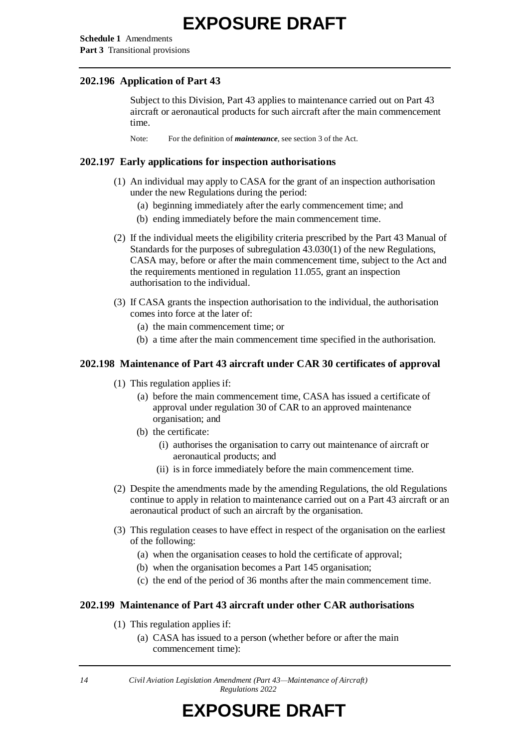### 202.196 Application of Part 43

Subject to this Division, Part 43 applies to maintenance carried out on Part 43 aircraft or aeronautical products for such aircraft after the main commencement time.

Note: For the definition of ***maintenance***, see section 3 of the Act.

### 202.197 Early applications for inspection authorisations

(1) An individual may apply to CASA for the grant of an inspection authorisation under the new Regulations during the period:

- (a) beginning immediately after the early commencement time; and
- (b) ending immediately before the main commencement time.

(2) If the individual meets the eligibility criteria prescribed by the Part 43 Manual of Standards for the purposes of subregulation 43.030(1) of the new Regulations, CASA may, before or after the main commencement time, subject to the Act and the requirements mentioned in regulation 11.055, grant an inspection authorisation to the individual.

(3) If CASA grants the inspection authorisation to the individual, the authorisation comes into force at the later of:

- (a) the main commencement time; or
- (b) a time after the main commencement time specified in the authorisation.

### 202.198 Maintenance of Part 43 aircraft under CAR 30 certificates of approval

(1) This regulation applies if:

- (a) before the main commencement time, CASA has issued a certificate of approval under regulation 30 of CAR to an approved maintenance organisation; and
- (b) the certificate:
  - (i) authorises the organisation to carry out maintenance of aircraft or aeronautical products; and
  - (ii) is in force immediately before the main commencement time.

(2) Despite the amendments made by the amending Regulations, the old Regulations continue to apply in relation to maintenance carried out on a Part 43 aircraft or an aeronautical product of such an aircraft by the organisation.

(3) This regulation ceases to have effect in respect of the organisation on the earliest of the following:

- (a) when the organisation ceases to hold the certificate of approval;
- (b) when the organisation becomes a Part 145 organisation;
- (c) the end of the period of 36 months after the main commencement time.

### 202.199 Maintenance of Part 43 aircraft under other CAR authorisations

(1) This regulation applies if:

- (a) CASA has issued to a person (whether before or after the main commencement time):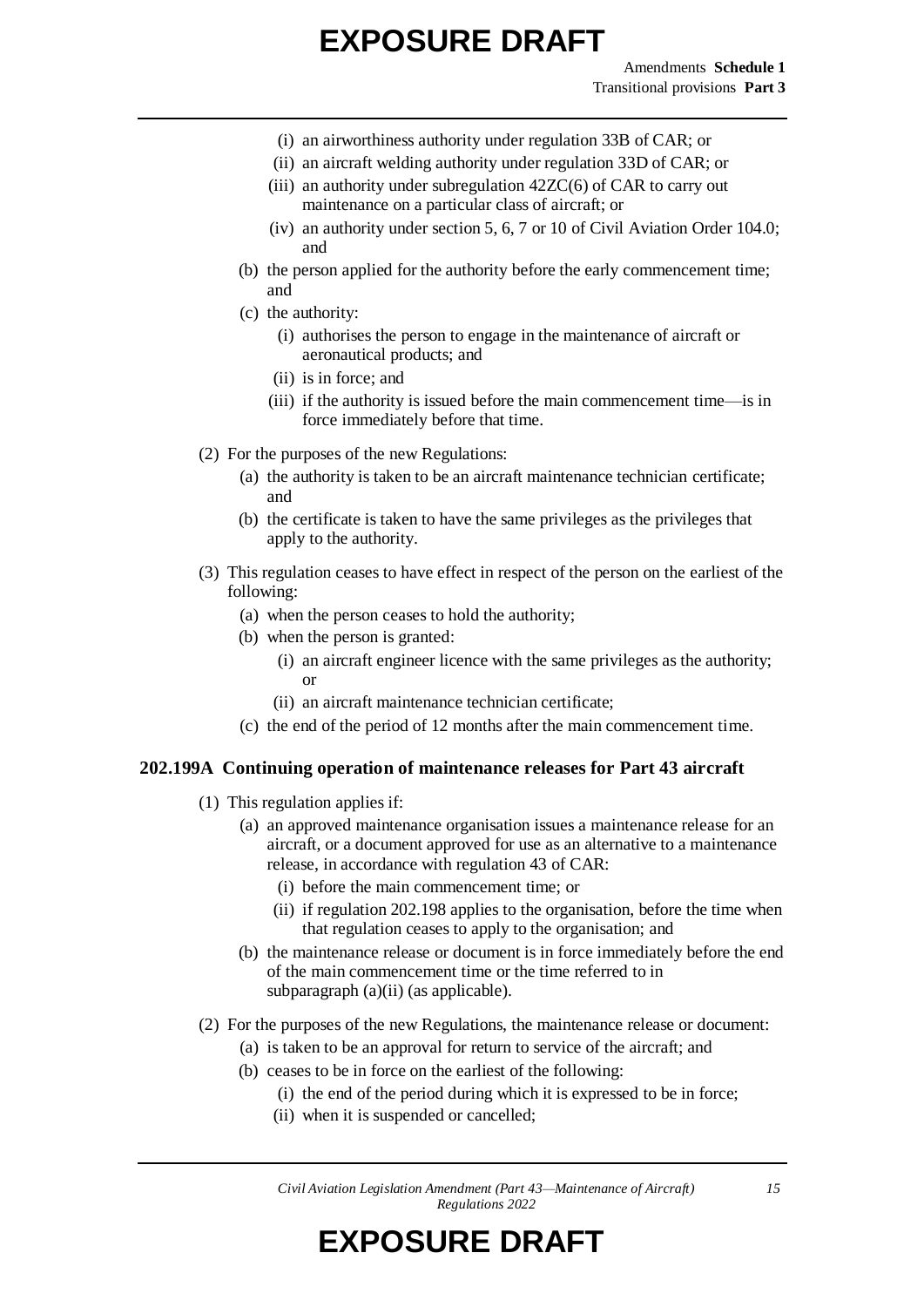- (i) an airworthiness authority under regulation 33B of CAR; or
- (ii) an aircraft welding authority under regulation 33D of CAR; or
- (iii) an authority under subregulation 42ZC(6) of CAR to carry out maintenance on a particular class of aircraft; or
- (iv) an authority under section 5, 6, 7 or 10 of Civil Aviation Order 104.0; and

(b) the person applied for the authority before the early commencement time; and

(c) the authority:

- (i) authorises the person to engage in the maintenance of aircraft or aeronautical products; and
- (ii) is in force; and
- (iii) if the authority is issued before the main commencement time—is in force immediately before that time.

(2) For the purposes of the new Regulations:

(a) the authority is taken to be an aircraft maintenance technician certificate; and

(b) the certificate is taken to have the same privileges as the privileges that apply to the authority.

(3) This regulation ceases to have effect in respect of the person on the earliest of the following:

(a) when the person ceases to hold the authority;

(b) when the person is granted:

- (i) an aircraft engineer licence with the same privileges as the authority; or
- (ii) an aircraft maintenance technician certificate;

(c) the end of the period of 12 months after the main commencement time.

### 202.199A Continuing operation of maintenance releases for Part 43 aircraft

(1) This regulation applies if:

(a) an approved maintenance organisation issues a maintenance release for an aircraft, or a document approved for use as an alternative to a maintenance release, in accordance with regulation 43 of CAR:

- (i) before the main commencement time; or
- (ii) if regulation 202.198 applies to the organisation, before the time when that regulation ceases to apply to the organisation; and

(b) the maintenance release or document is in force immediately before the end of the main commencement time or the time referred to in subparagraph (a)(ii) (as applicable).

(2) For the purposes of the new Regulations, the maintenance release or document:

(a) is taken to be an approval for return to service of the aircraft; and

(b) ceases to be in force on the earliest of the following:

- (i) the end of the period during which it is expressed to be in force;
- (ii) when it is suspended or cancelled;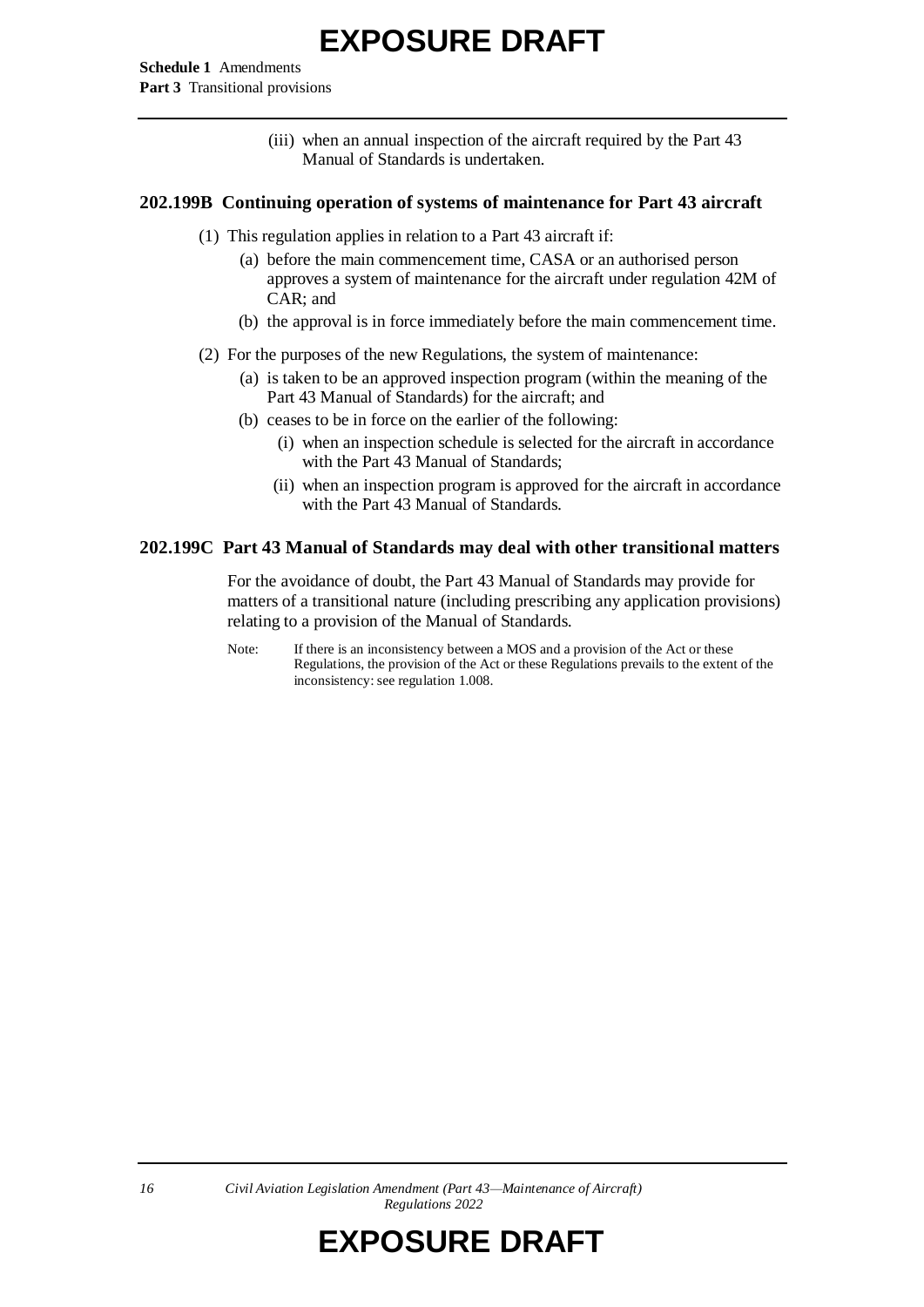(iii) when an annual inspection of the aircraft required by the Part 43 Manual of Standards is undertaken.

### 202.199B Continuing operation of systems of maintenance for Part 43 aircraft

(1) This regulation applies in relation to a Part 43 aircraft if:

(a) before the main commencement time, CASA or an authorised person approves a system of maintenance for the aircraft under regulation 42M of CAR; and

(b) the approval is in force immediately before the main commencement time.

(2) For the purposes of the new Regulations, the system of maintenance:

(a) is taken to be an approved inspection program (within the meaning of the Part 43 Manual of Standards) for the aircraft; and

(b) ceases to be in force on the earlier of the following:

(i) when an inspection schedule is selected for the aircraft in accordance with the Part 43 Manual of Standards;

(ii) when an inspection program is approved for the aircraft in accordance with the Part 43 Manual of Standards.

### 202.199C Part 43 Manual of Standards may deal with other transitional matters

For the avoidance of doubt, the Part 43 Manual of Standards may provide for matters of a transitional nature (including prescribing any application provisions) relating to a provision of the Manual of Standards.

Note: If there is an inconsistency between a MOS and a provision of the Act or these Regulations, the provision of the Act or these Regulations prevails to the extent of the inconsistency: see regulation 1.008.